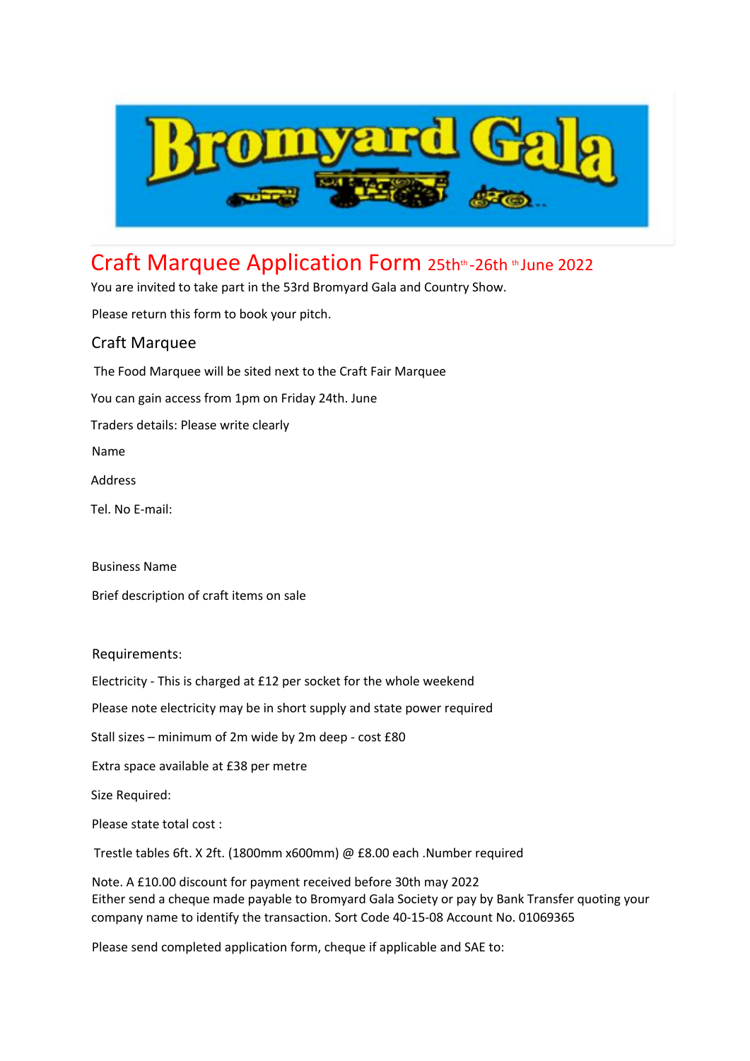Bromyard Gala

# Craft Marquee Application Form 25th[th]-26th [th] June 2022

You are invited to take part in the 53rd Bromyard Gala and Country Show.

Please return this form to book your pitch.

## Craft Marquee

The Food Marquee will be sited next to the Craft Fair Marquee

You can gain access from 1pm on Friday 24th. June

Traders details: Please write clearly

Name

Address

Tel. No E-mail:

Business Name

Brief description of craft items on sale

## Requirements:

Electricity - This is charged at £12 per socket for the whole weekend

Please note electricity may be in short supply and state power required

Stall sizes – minimum of 2m wide by 2m deep - cost £80

Extra space available at £38 per metre

Size Required:

Please state total cost :

Trestle tables 6ft. X 2ft. (1800mm x600mm) @ £8.00 each .Number required

Note. A £10.00 discount for payment received before 30th may 2022
Either send a cheque made payable to Bromyard Gala Society or pay by Bank Transfer quoting your company name to identify the transaction. Sort Code 40-15-08 Account No. 01069365

Please send completed application form, cheque if applicable and SAE to: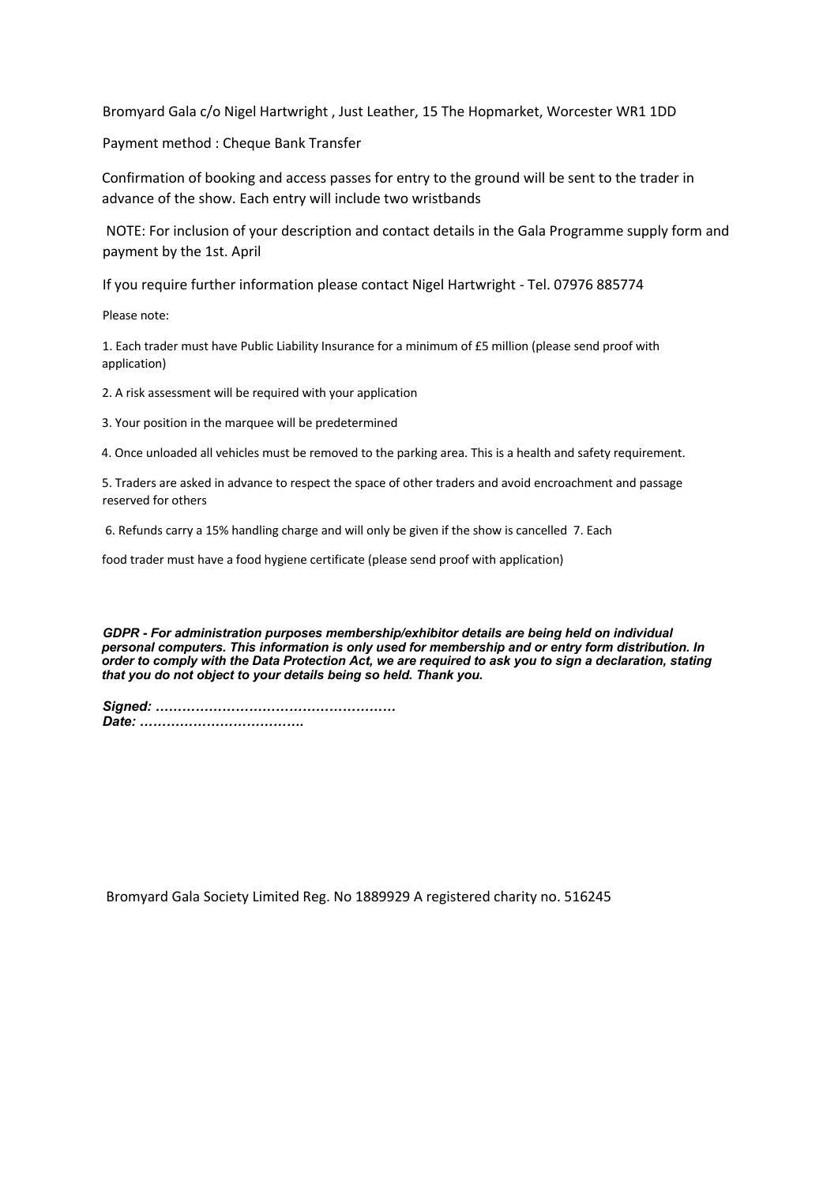Bromyard Gala c/o Nigel Hartwright , Just Leather, 15 The Hopmarket, Worcester WR1 1DD

Payment method : Cheque Bank Transfer

Confirmation of booking and access passes for entry to the ground will be sent to the trader in advance of the show. Each entry will include two wristbands

NOTE: For inclusion of your description and contact details in the Gala Programme supply form and payment by the 1st. April

If you require further information please contact Nigel Hartwright - Tel. 07976 885774

Please note:

1. Each trader must have Public Liability Insurance for a minimum of £5 million (please send proof with application)
2. A risk assessment will be required with your application
3. Your position in the marquee will be predetermined
4. Once unloaded all vehicles must be removed to the parking area. This is a health and safety requirement.
5. Traders are asked in advance to respect the space of other traders and avoid encroachment and passage reserved for others
6. Refunds carry a 15% handling charge and will only be given if the show is cancelled
7. Each food trader must have a food hygiene certificate (please send proof with application)

***GDPR - For administration purposes membership/exhibitor details are being held on individual personal computers. This information is only used for membership and or entry form distribution. In order to comply with the Data Protection Act, we are required to ask you to sign a declaration, stating that you do not object to your details being so held. Thank you.***

***Signed: ………………………………………………***
***Date: ……………………………….***

Bromyard Gala Society Limited Reg. No 1889929 A registered charity no. 516245